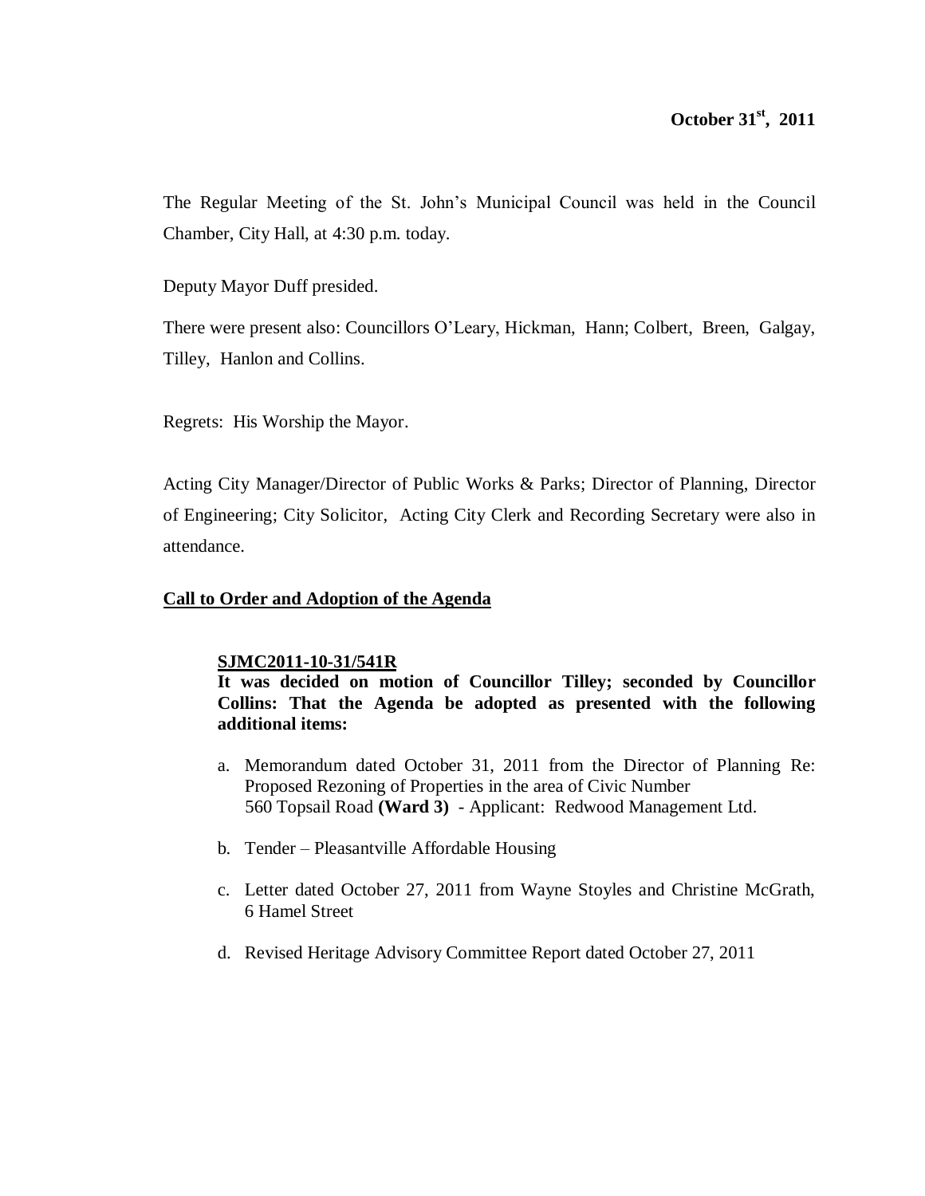**October 31st, 2011**

The Regular Meeting of the St. John's Municipal Council was held in the Council Chamber, City Hall, at 4:30 p.m. today.

Deputy Mayor Duff presided.

There were present also: Councillors O'Leary, Hickman, Hann; Colbert, Breen, Galgay, Tilley, Hanlon and Collins.

Regrets: His Worship the Mayor.

Acting City Manager/Director of Public Works & Parks; Director of Planning, Director of Engineering; City Solicitor, Acting City Clerk and Recording Secretary were also in attendance.

## Call to Order and Adoption of the Agenda

**SJMC2011-10-31/541R**

**It was decided on motion of Councillor Tilley; seconded by Councillor Collins: That the Agenda be adopted as presented with the following additional items:**

a. Memorandum dated October 31, 2011 from the Director of Planning Re: Proposed Rezoning of Properties in the area of Civic Number 560 Topsail Road **(Ward 3)** - Applicant: Redwood Management Ltd.

b. Tender – Pleasantville Affordable Housing

c. Letter dated October 27, 2011 from Wayne Stoyles and Christine McGrath, 6 Hamel Street

d. Revised Heritage Advisory Committee Report dated October 27, 2011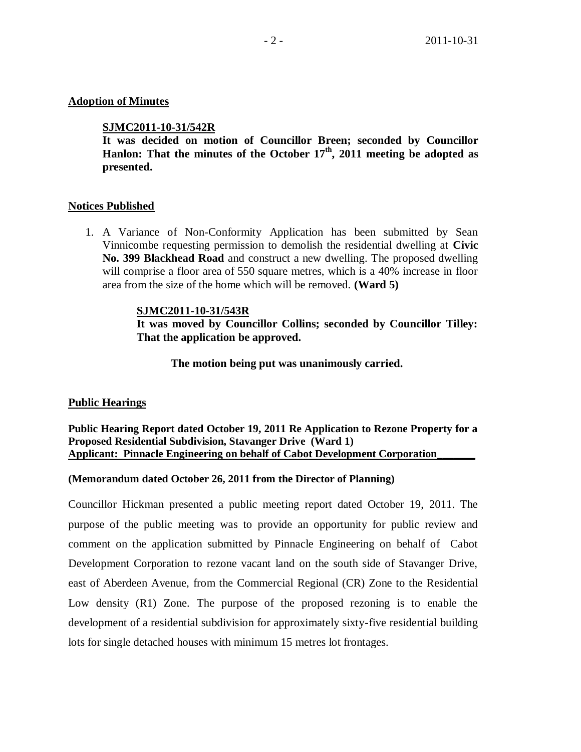## Adoption of Minutes

**SJMC2011-10-31/542R**
**It was decided on motion of Councillor Breen; seconded by Councillor Hanlon: That the minutes of the October 17th, 2011 meeting be adopted as presented.**

## Notices Published

1. A Variance of Non-Conformity Application has been submitted by Sean Vinnicombe requesting permission to demolish the residential dwelling at **Civic No. 399 Blackhead Road** and construct a new dwelling. The proposed dwelling will comprise a floor area of 550 square metres, which is a 40% increase in floor area from the size of the home which will be removed. **(Ward 5)**

   **SJMC2011-10-31/543R**
   **It was moved by Councillor Collins; seconded by Councillor Tilley: That the application be approved.**

   **The motion being put was unanimously carried.**

## Public Hearings

**Public Hearing Report dated October 19, 2011 Re Application to Rezone Property for a Proposed Residential Subdivision, Stavanger Drive (Ward 1)**
**Applicant: Pinnacle Engineering on behalf of Cabot Development Corporation**

**(Memorandum dated October 26, 2011 from the Director of Planning)**

Councillor Hickman presented a public meeting report dated October 19, 2011. The purpose of the public meeting was to provide an opportunity for public review and comment on the application submitted by Pinnacle Engineering on behalf of Cabot Development Corporation to rezone vacant land on the south side of Stavanger Drive, east of Aberdeen Avenue, from the Commercial Regional (CR) Zone to the Residential Low density (R1) Zone. The purpose of the proposed rezoning is to enable the development of a residential subdivision for approximately sixty-five residential building lots for single detached houses with minimum 15 metres lot frontages.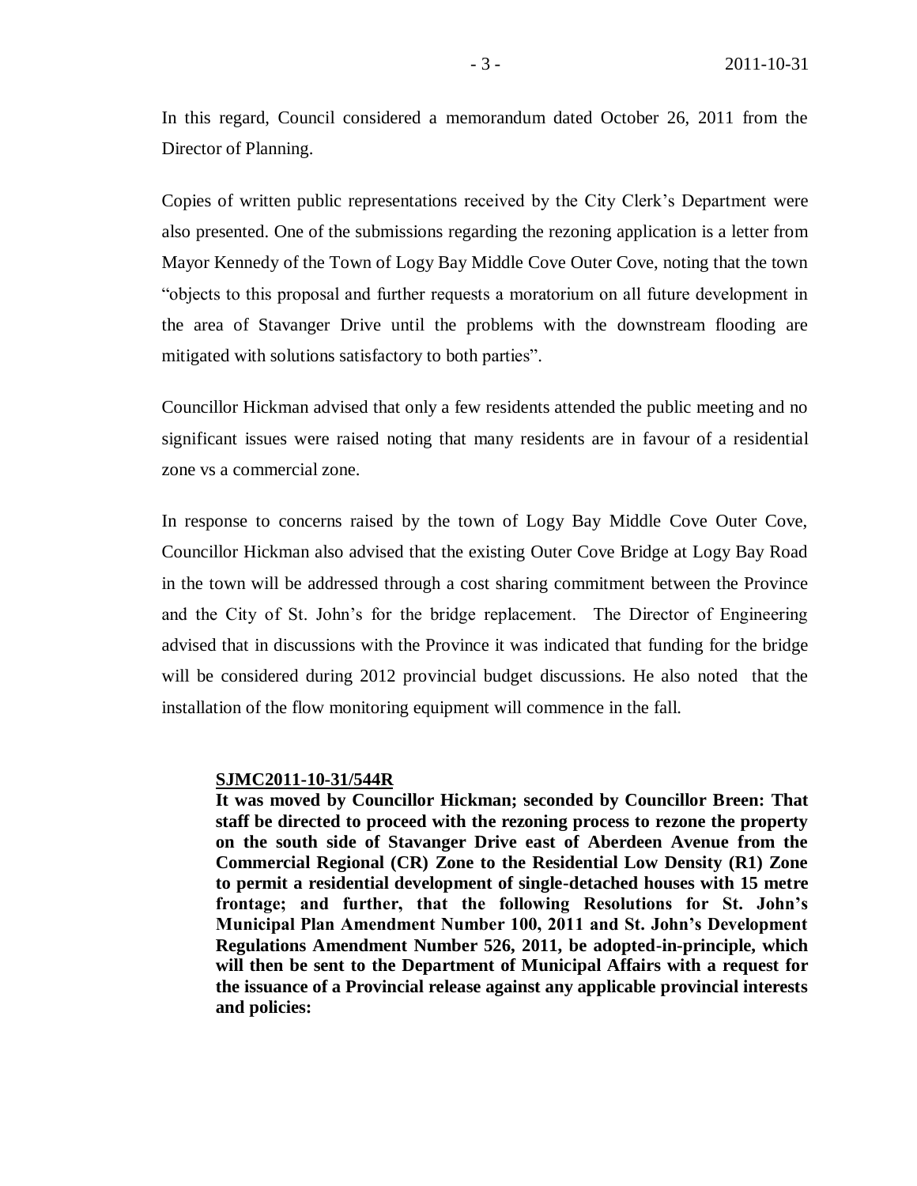In this regard, Council considered a memorandum dated October 26, 2011 from the Director of Planning.

Copies of written public representations received by the City Clerk's Department were also presented. One of the submissions regarding the rezoning application is a letter from Mayor Kennedy of the Town of Logy Bay Middle Cove Outer Cove, noting that the town "objects to this proposal and further requests a moratorium on all future development in the area of Stavanger Drive until the problems with the downstream flooding are mitigated with solutions satisfactory to both parties".

Councillor Hickman advised that only a few residents attended the public meeting and no significant issues were raised noting that many residents are in favour of a residential zone vs a commercial zone.

In response to concerns raised by the town of Logy Bay Middle Cove Outer Cove, Councillor Hickman also advised that the existing Outer Cove Bridge at Logy Bay Road in the town will be addressed through a cost sharing commitment between the Province and the City of St. John's for the bridge replacement. The Director of Engineering advised that in discussions with the Province it was indicated that funding for the bridge will be considered during 2012 provincial budget discussions. He also noted that the installation of the flow monitoring equipment will commence in the fall.

**SJMC2011-10-31/544R**

**It was moved by Councillor Hickman; seconded by Councillor Breen: That staff be directed to proceed with the rezoning process to rezone the property on the south side of Stavanger Drive east of Aberdeen Avenue from the Commercial Regional (CR) Zone to the Residential Low Density (R1) Zone to permit a residential development of single-detached houses with 15 metre frontage; and further, that the following Resolutions for St. John's Municipal Plan Amendment Number 100, 2011 and St. John's Development Regulations Amendment Number 526, 2011, be adopted-in-principle, which will then be sent to the Department of Municipal Affairs with a request for the issuance of a Provincial release against any applicable provincial interests and policies:**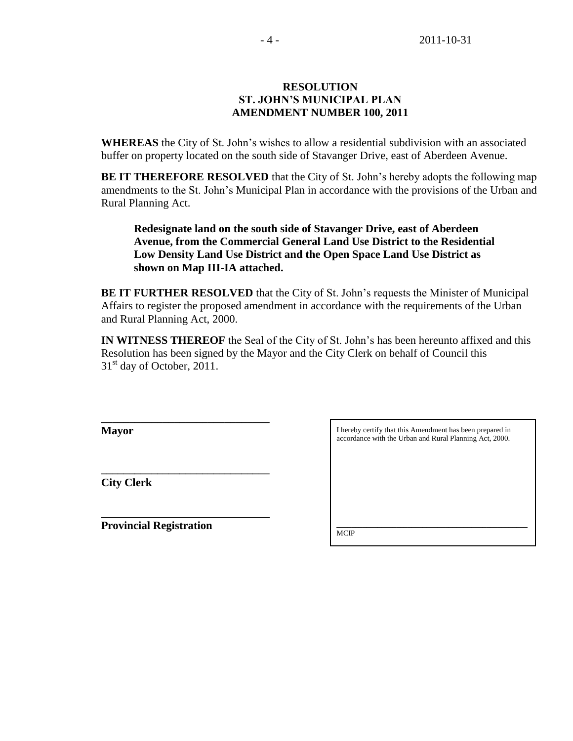**RESOLUTION**
**ST. JOHN'S MUNICIPAL PLAN**
**AMENDMENT NUMBER 100, 2011**

**WHEREAS** the City of St. John's wishes to allow a residential subdivision with an associated buffer on property located on the south side of Stavanger Drive, east of Aberdeen Avenue.

**BE IT THEREFORE RESOLVED** that the City of St. John's hereby adopts the following map amendments to the St. John's Municipal Plan in accordance with the provisions of the Urban and Rural Planning Act.

> **Redesignate land on the south side of Stavanger Drive, east of Aberdeen Avenue, from the Commercial General Land Use District to the Residential Low Density Land Use District and the Open Space Land Use District as shown on Map III-IA attached.**

**BE IT FURTHER RESOLVED** that the City of St. John's requests the Minister of Municipal Affairs to register the proposed amendment in accordance with the requirements of the Urban and Rural Planning Act, 2000.

**IN WITNESS THEREOF** the Seal of the City of St. John's has been hereunto affixed and this Resolution has been signed by the Mayor and the City Clerk on behalf of Council this 31st day of October, 2011.

______________________________
**Mayor**

______________________________
**City Clerk**

______________________________
**Provincial Registration**

I hereby certify that this Amendment has been prepared in accordance with the Urban and Rural Planning Act, 2000.

______________________________
MCIP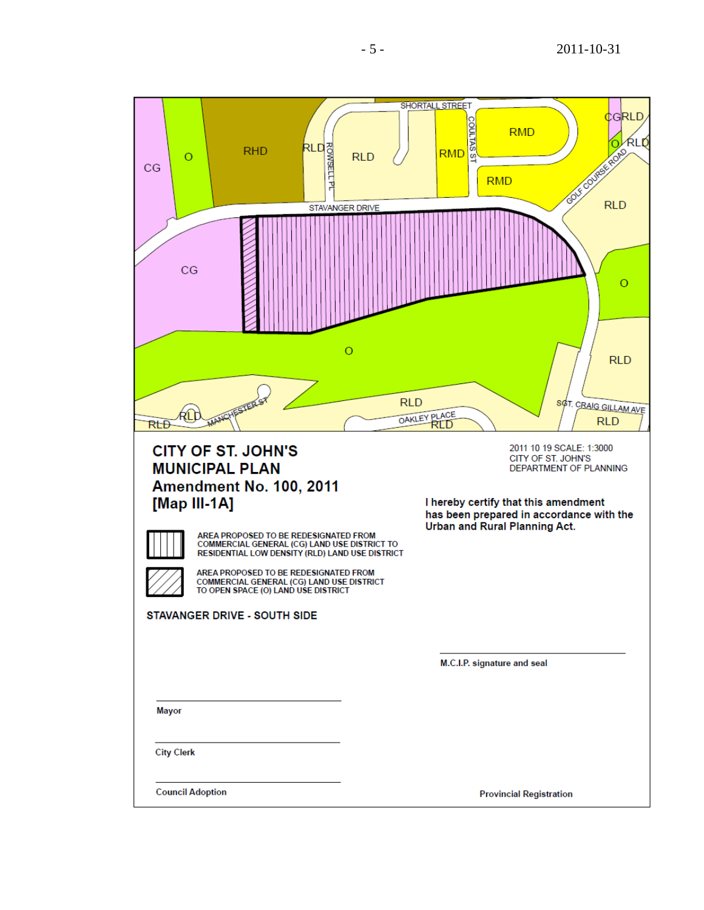# CITY OF ST. JOHN'S MUNICIPAL PLAN Amendment No. 100, 2011 [Map III-1A]

2011 10 19 SCALE: 1:3000
CITY OF ST. JOHN'S
DEPARTMENT OF PLANNING

AREA PROPOSED TO BE REDESIGNATED FROM COMMERCIAL GENERAL (CG) LAND USE DISTRICT TO RESIDENTIAL LOW DENSITY (RLD) LAND USE DISTRICT

AREA PROPOSED TO BE REDESIGNATED FROM COMMERCIAL GENERAL (CG) LAND USE DISTRICT TO OPEN SPACE (O) LAND USE DISTRICT

**STAVANGER DRIVE - SOUTH SIDE**

I hereby certify that this amendment has been prepared in accordance with the Urban and Rural Planning Act.

______________________
M.C.I.P. signature and seal

______________________
Mayor

______________________
City Clerk

______________________
Council Adoption

Provincial Registration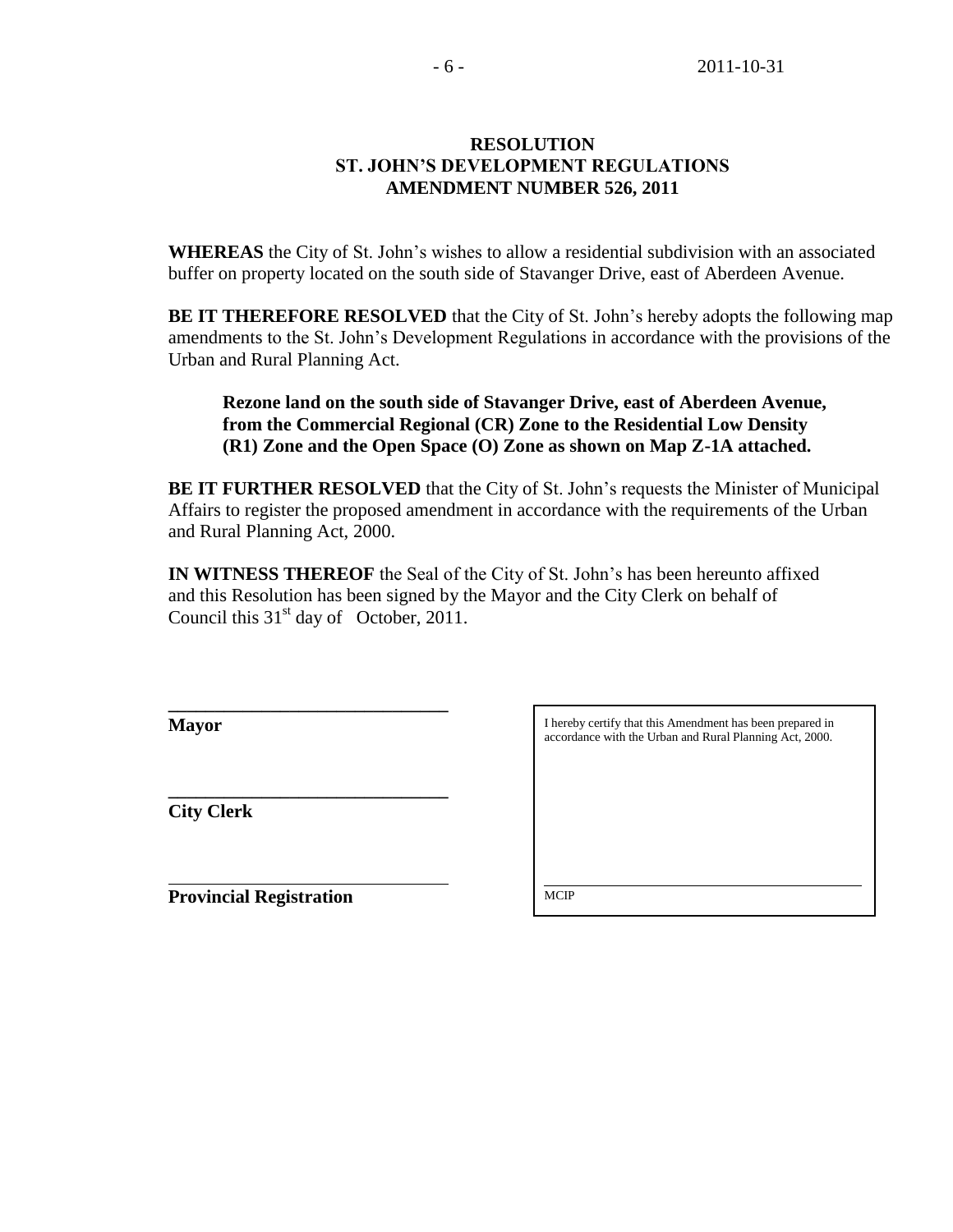**RESOLUTION**
**ST. JOHN'S DEVELOPMENT REGULATIONS**
**AMENDMENT NUMBER 526, 2011**

**WHEREAS** the City of St. John's wishes to allow a residential subdivision with an associated buffer on property located on the south side of Stavanger Drive, east of Aberdeen Avenue.

**BE IT THEREFORE RESOLVED** that the City of St. John's hereby adopts the following map amendments to the St. John's Development Regulations in accordance with the provisions of the Urban and Rural Planning Act.

> **Rezone land on the south side of Stavanger Drive, east of Aberdeen Avenue, from the Commercial Regional (CR) Zone to the Residential Low Density (R1) Zone and the Open Space (O) Zone as shown on Map Z-1A attached.**

**BE IT FURTHER RESOLVED** that the City of St. John's requests the Minister of Municipal Affairs to register the proposed amendment in accordance with the requirements of the Urban and Rural Planning Act, 2000.

**IN WITNESS THEREOF** the Seal of the City of St. John's has been hereunto affixed and this Resolution has been signed by the Mayor and the City Clerk on behalf of Council this 31st day of October, 2011.

______________________________
**Mayor**

______________________________
**City Clerk**

______________________________
**Provincial Registration**

I hereby certify that this Amendment has been prepared in accordance with the Urban and Rural Planning Act, 2000.

______________________________
MCIP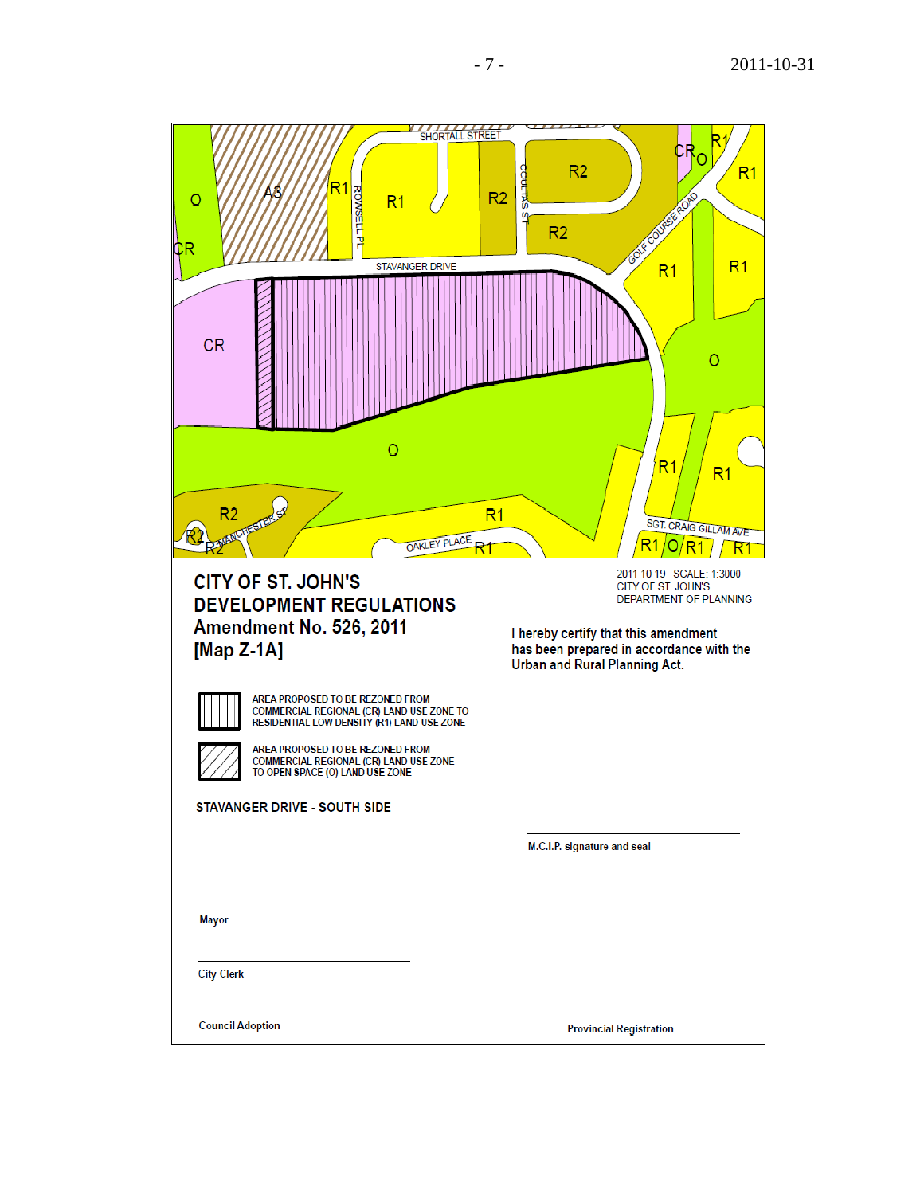2011 10 19 SCALE: 1:3000
CITY OF ST. JOHN'S
DEPARTMENT OF PLANNING

# CITY OF ST. JOHN'S DEVELOPMENT REGULATIONS

## Amendment No. 526, 2011
## [Map Z-1A]

I hereby certify that this amendment has been prepared in accordance with the Urban and Rural Planning Act.

AREA PROPOSED TO BE REZONED FROM COMMERCIAL REGIONAL (CR) LAND USE ZONE TO RESIDENTIAL LOW DENSITY (R1) LAND USE ZONE

AREA PROPOSED TO BE REZONED FROM COMMERCIAL REGIONAL (CR) LAND USE ZONE TO OPEN SPACE (O) LAND USE ZONE

**STAVANGER DRIVE - SOUTH SIDE**

M.C.I.P. signature and seal

Mayor

City Clerk

Council Adoption

Provincial Registration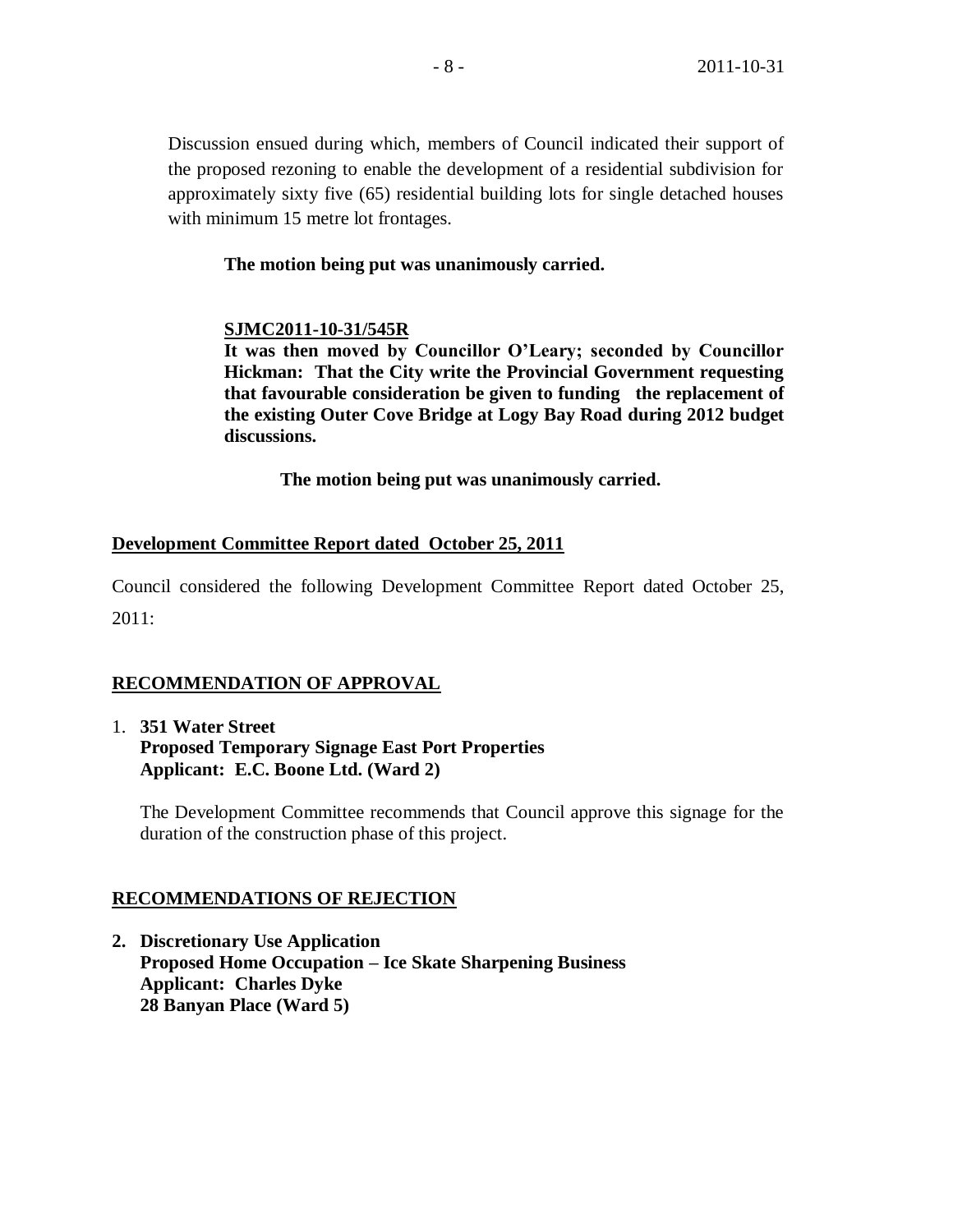Discussion ensued during which, members of Council indicated their support of the proposed rezoning to enable the development of a residential subdivision for approximately sixty five (65) residential building lots for single detached houses with minimum 15 metre lot frontages.

**The motion being put was unanimously carried.**

**SJMC2011-10-31/545R**
**It was then moved by Councillor O'Leary; seconded by Councillor Hickman: That the City write the Provincial Government requesting that favourable consideration be given to funding the replacement of the existing Outer Cove Bridge at Logy Bay Road during 2012 budget discussions.**

**The motion being put was unanimously carried.**

## Development Committee Report dated October 25, 2011

Council considered the following Development Committee Report dated October 25, 2011:

## RECOMMENDATION OF APPROVAL

1. **351 Water Street**
   **Proposed Temporary Signage East Port Properties**
   **Applicant: E.C. Boone Ltd. (Ward 2)**

   The Development Committee recommends that Council approve this signage for the duration of the construction phase of this project.

## RECOMMENDATIONS OF REJECTION

2. **Discretionary Use Application**
   **Proposed Home Occupation – Ice Skate Sharpening Business**
   **Applicant: Charles Dyke**
   **28 Banyan Place (Ward 5)**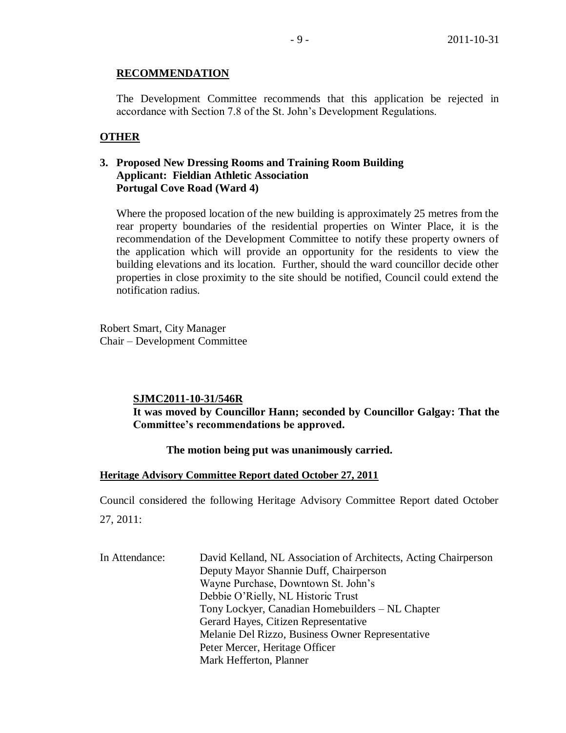**RECOMMENDATION**

The Development Committee recommends that this application be rejected in accordance with Section 7.8 of the St. John's Development Regulations.

**OTHER**

**3. Proposed New Dressing Rooms and Training Room Building**
**Applicant: Fieldian Athletic Association**
**Portugal Cove Road (Ward 4)**

Where the proposed location of the new building is approximately 25 metres from the rear property boundaries of the residential properties on Winter Place, it is the recommendation of the Development Committee to notify these property owners of the application which will provide an opportunity for the residents to view the building elevations and its location. Further, should the ward councillor decide other properties in close proximity to the site should be notified, Council could extend the notification radius.

Robert Smart, City Manager
Chair – Development Committee

**SJMC2011-10-31/546R**
**It was moved by Councillor Hann; seconded by Councillor Galgay: That the Committee's recommendations be approved.**

**The motion being put was unanimously carried.**

**Heritage Advisory Committee Report dated October 27, 2011**

Council considered the following Heritage Advisory Committee Report dated October 27, 2011:

In Attendance:
David Kelland, NL Association of Architects, Acting Chairperson
Deputy Mayor Shannie Duff, Chairperson
Wayne Purchase, Downtown St. John's
Debbie O'Rielly, NL Historic Trust
Tony Lockyer, Canadian Homebuilders – NL Chapter
Gerard Hayes, Citizen Representative
Melanie Del Rizzo, Business Owner Representative
Peter Mercer, Heritage Officer
Mark Hefferton, Planner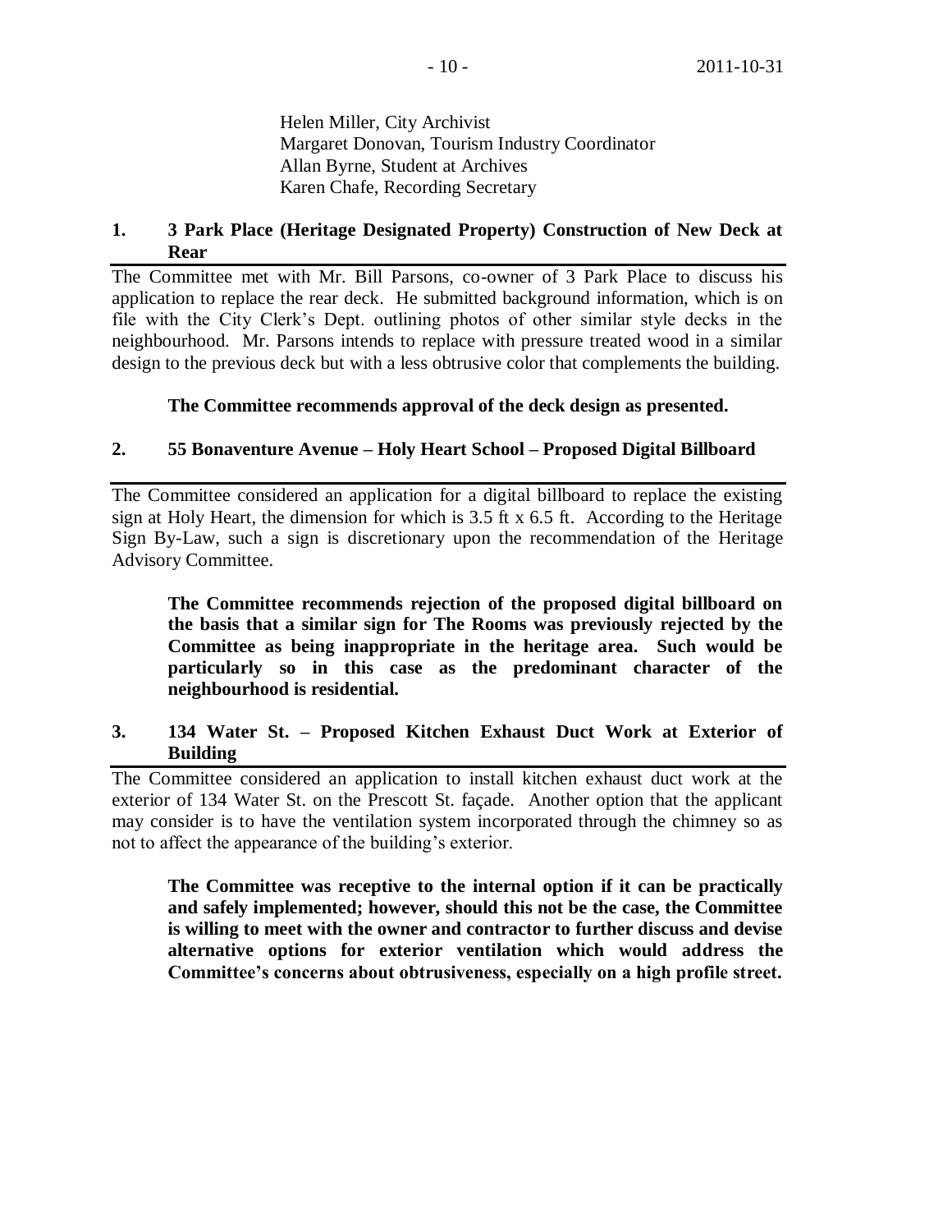Helen Miller, City Archivist
Margaret Donovan, Tourism Industry Coordinator
Allan Byrne, Student at Archives
Karen Chafe, Recording Secretary

## 1. 3 Park Place (Heritage Designated Property) Construction of New Deck at Rear

The Committee met with Mr. Bill Parsons, co-owner of 3 Park Place to discuss his application to replace the rear deck. He submitted background information, which is on file with the City Clerk's Dept. outlining photos of other similar style decks in the neighbourhood. Mr. Parsons intends to replace with pressure treated wood in a similar design to the previous deck but with a less obtrusive color that complements the building.

**The Committee recommends approval of the deck design as presented.**

## 2. 55 Bonaventure Avenue – Holy Heart School – Proposed Digital Billboard

The Committee considered an application for a digital billboard to replace the existing sign at Holy Heart, the dimension for which is 3.5 ft x 6.5 ft. According to the Heritage Sign By-Law, such a sign is discretionary upon the recommendation of the Heritage Advisory Committee.

**The Committee recommends rejection of the proposed digital billboard on the basis that a similar sign for The Rooms was previously rejected by the Committee as being inappropriate in the heritage area. Such would be particularly so in this case as the predominant character of the neighbourhood is residential.**

## 3. 134 Water St. – Proposed Kitchen Exhaust Duct Work at Exterior of Building

The Committee considered an application to install kitchen exhaust duct work at the exterior of 134 Water St. on the Prescott St. façade. Another option that the applicant may consider is to have the ventilation system incorporated through the chimney so as not to affect the appearance of the building's exterior.

**The Committee was receptive to the internal option if it can be practically and safely implemented; however, should this not be the case, the Committee is willing to meet with the owner and contractor to further discuss and devise alternative options for exterior ventilation which would address the Committee's concerns about obtrusiveness, especially on a high profile street.**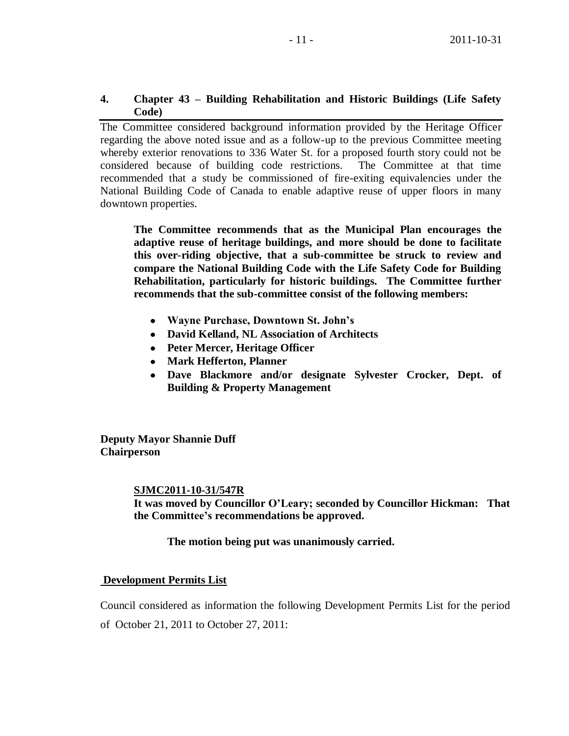## 4. Chapter 43 – Building Rehabilitation and Historic Buildings (Life Safety Code)

The Committee considered background information provided by the Heritage Officer regarding the above noted issue and as a follow-up to the previous Committee meeting whereby exterior renovations to 336 Water St. for a proposed fourth story could not be considered because of building code restrictions. The Committee at that time recommended that a study be commissioned of fire-exiting equivalencies under the National Building Code of Canada to enable adaptive reuse of upper floors in many downtown properties.

**The Committee recommends that as the Municipal Plan encourages the adaptive reuse of heritage buildings, and more should be done to facilitate this over-riding objective, that a sub-committee be struck to review and compare the National Building Code with the Life Safety Code for Building Rehabilitation, particularly for historic buildings. The Committee further recommends that the sub-committee consist of the following members:**

- **Wayne Purchase, Downtown St. John's**
- **David Kelland, NL Association of Architects**
- **Peter Mercer, Heritage Officer**
- **Mark Hefferton, Planner**
- **Dave Blackmore and/or designate Sylvester Crocker, Dept. of Building & Property Management**

**Deputy Mayor Shannie Duff**
**Chairperson**

**SJMC2011-10-31/547R**
**It was moved by Councillor O'Leary; seconded by Councillor Hickman: That the Committee's recommendations be approved.**

**The motion being put was unanimously carried.**

**Development Permits List**

Council considered as information the following Development Permits List for the period of October 21, 2011 to October 27, 2011: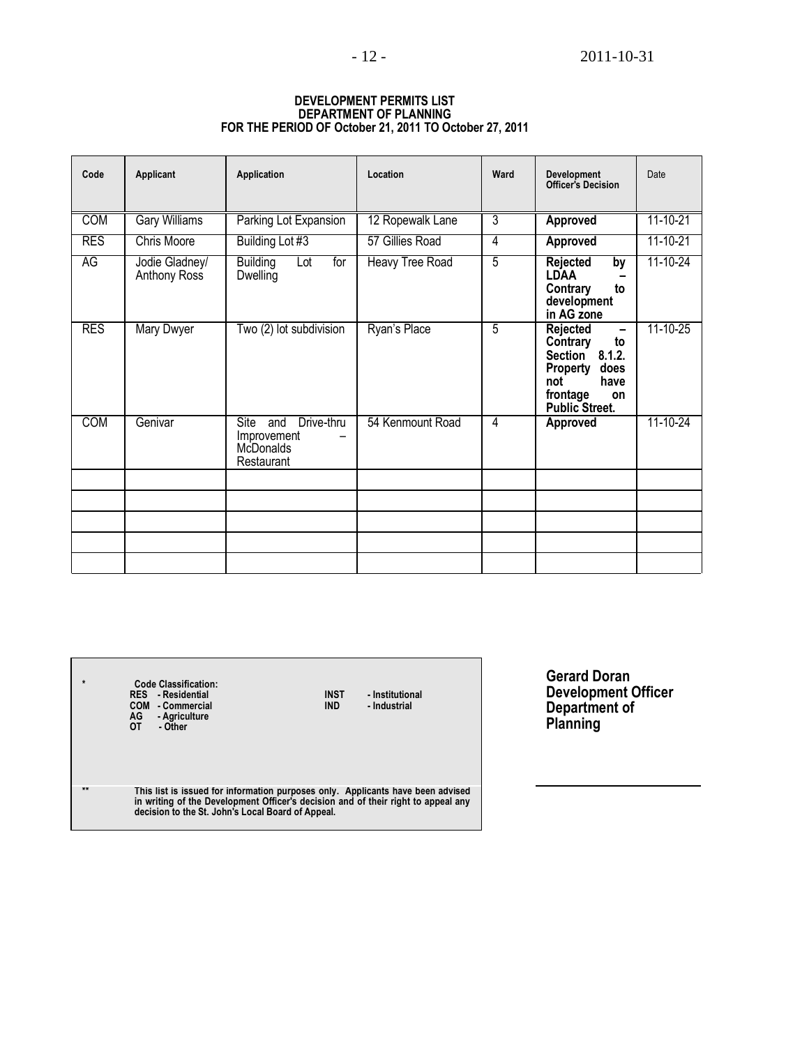**DEVELOPMENT PERMITS LIST**
**DEPARTMENT OF PLANNING**
**FOR THE PERIOD OF October 21, 2011 TO October 27, 2011**

| Code | Applicant | Application | Location | Ward | Development Officer's Decision | Date |
|---|---|---|---|---|---|---|
| COM | Gary Williams | Parking Lot Expansion | 12 Ropewalk Lane | 3 | **Approved** | 11-10-21 |
| RES | Chris Moore | Building Lot #3 | 57 Gillies Road | 4 | **Approved** | 11-10-21 |
| AG | Jodie Gladney/ Anthony Ross | Building Lot for Dwelling | Heavy Tree Road | 5 | **Rejected by LDAA – Contrary to development in AG zone** | 11-10-24 |
| RES | Mary Dwyer | Two (2) lot subdivision | Ryan's Place | 5 | **Rejected – Contrary to Section 8.1.2. Property does not have frontage on Public Street.** | 11-10-25 |
| COM | Genivar | Site and Drive-thru Improvement – McDonalds Restaurant | 54 Kenmount Road | 4 | **Approved** | 11-10-24 |
| | | | | | | |
| | | | | | | |
| | | | | | | |
| | | | | | | |
| | | | | | | |

\* **Code Classification:**
**RES - Residential**
**COM - Commercial**
**AG - Agriculture**
**OT - Other**
**INST - Institutional**
**IND - Industrial**

\*\* **This list is issued for information purposes only. Applicants have been advised in writing of the Development Officer's decision and of their right to appeal any decision to the St. John's Local Board of Appeal.**

**Gerard Doran**
**Development Officer**
**Department of Planning**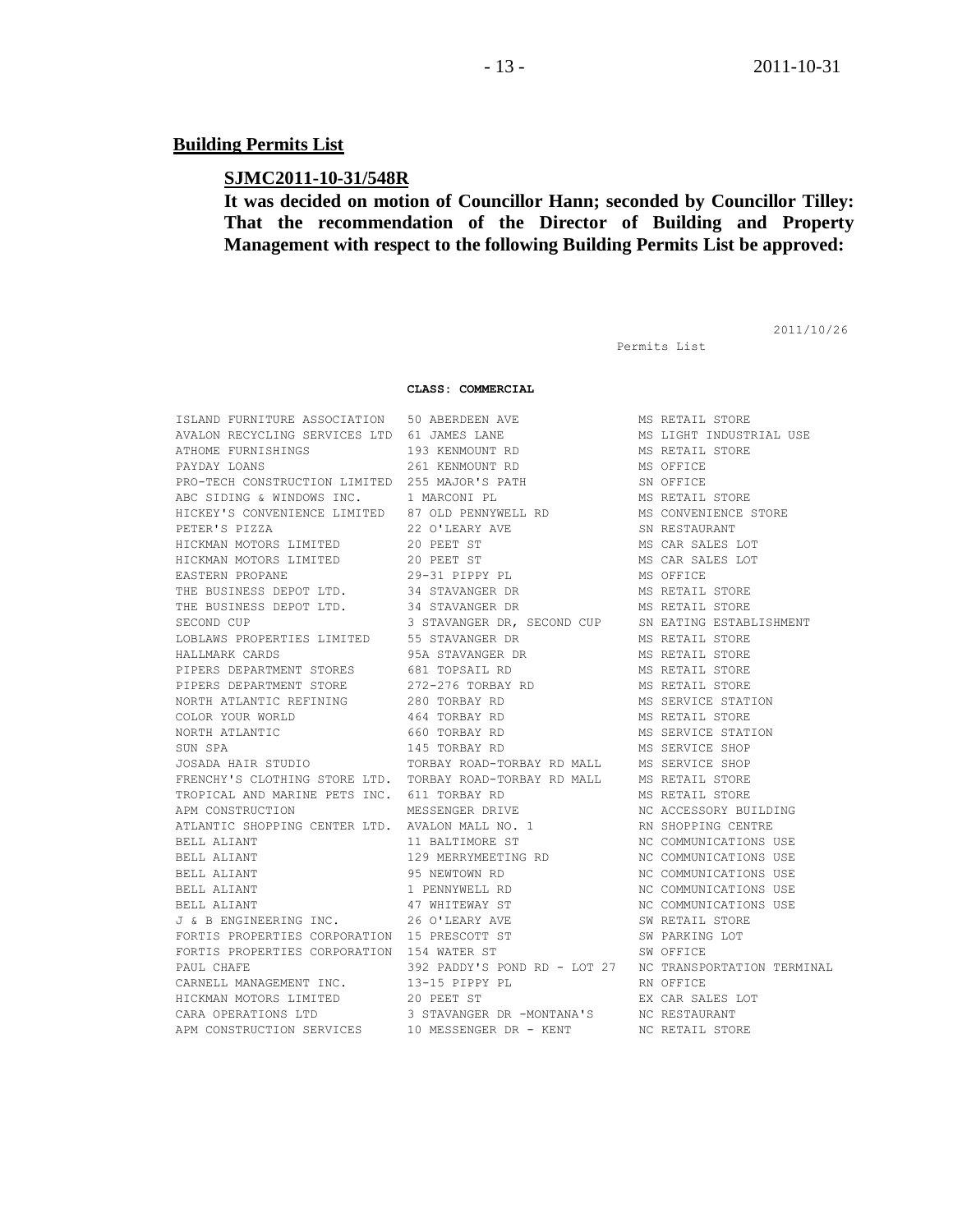## Building Permits List

### SJMC2011-10-31/548R

**It was decided on motion of Councillor Hann; seconded by Councillor Tilley: That the recommendation of the Director of Building and Property Management with respect to the following Building Permits List be approved:**

2011/10/26

Permits List

**CLASS: COMMERCIAL**

| | | |
|---|---|---|
| ISLAND FURNITURE ASSOCIATION | 50 ABERDEEN AVE | MS RETAIL STORE |
| AVALON RECYCLING SERVICES LTD | 61 JAMES LANE | MS LIGHT INDUSTRIAL USE |
| ATHOME FURNISHINGS | 193 KENMOUNT RD | MS RETAIL STORE |
| PAYDAY LOANS | 261 KENMOUNT RD | MS OFFICE |
| PRO-TECH CONSTRUCTION LIMITED | 255 MAJOR'S PATH | SN OFFICE |
| ABC SIDING & WINDOWS INC. | 1 MARCONI PL | MS RETAIL STORE |
| HICKEY'S CONVENIENCE LIMITED | 87 OLD PENNYWELL RD | MS CONVENIENCE STORE |
| PETER'S PIZZA | 22 O'LEARY AVE | SN RESTAURANT |
| HICKMAN MOTORS LIMITED | 20 PEET ST | MS CAR SALES LOT |
| HICKMAN MOTORS LIMITED | 20 PEET ST | MS CAR SALES LOT |
| EASTERN PROPANE | 29-31 PIPPY PL | MS OFFICE |
| THE BUSINESS DEPOT LTD. | 34 STAVANGER DR | MS RETAIL STORE |
| THE BUSINESS DEPOT LTD. | 34 STAVANGER DR | MS RETAIL STORE |
| SECOND CUP | 3 STAVANGER DR, SECOND CUP | SN EATING ESTABLISHMENT |
| LOBLAWS PROPERTIES LIMITED | 55 STAVANGER DR | MS RETAIL STORE |
| HALLMARK CARDS | 95A STAVANGER DR | MS RETAIL STORE |
| PIPERS DEPARTMENT STORES | 681 TOPSAIL RD | MS RETAIL STORE |
| PIPERS DEPARTMENT STORE | 272-276 TORBAY RD | MS RETAIL STORE |
| NORTH ATLANTIC REFINING | 280 TORBAY RD | MS SERVICE STATION |
| COLOR YOUR WORLD | 464 TORBAY RD | MS RETAIL STORE |
| NORTH ATLANTIC | 660 TORBAY RD | MS SERVICE STATION |
| SUN SPA | 145 TORBAY RD | MS SERVICE SHOP |
| JOSADA HAIR STUDIO | TORBAY ROAD-TORBAY RD MALL | MS SERVICE SHOP |
| FRENCHY'S CLOTHING STORE LTD. | TORBAY ROAD-TORBAY RD MALL | MS RETAIL STORE |
| TROPICAL AND MARINE PETS INC. | 611 TORBAY RD | MS RETAIL STORE |
| APM CONSTRUCTION | MESSENGER DRIVE | NC ACCESSORY BUILDING |
| ATLANTIC SHOPPING CENTER LTD. | AVALON MALL NO. 1 | RN SHOPPING CENTRE |
| BELL ALIANT | 11 BALTIMORE ST | NC COMMUNICATIONS USE |
| BELL ALIANT | 129 MERRYMEETING RD | NC COMMUNICATIONS USE |
| BELL ALIANT | 95 NEWTOWN RD | NC COMMUNICATIONS USE |
| BELL ALIANT | 1 PENNYWELL RD | NC COMMUNICATIONS USE |
| BELL ALIANT | 47 WHITEWAY ST | NC COMMUNICATIONS USE |
| J & B ENGINEERING INC. | 26 O'LEARY AVE | SW RETAIL STORE |
| FORTIS PROPERTIES CORPORATION | 15 PRESCOTT ST | SW PARKING LOT |
| FORTIS PROPERTIES CORPORATION | 154 WATER ST | SW OFFICE |
| PAUL CHAFE | 392 PADDY'S POND RD - LOT 27 | NC TRANSPORTATION TERMINAL |
| CARNELL MANAGEMENT INC. | 13-15 PIPPY PL | RN OFFICE |
| HICKMAN MOTORS LIMITED | 20 PEET ST | EX CAR SALES LOT |
| CARA OPERATIONS LTD | 3 STAVANGER DR -MONTANA'S | NC RESTAURANT |
| APM CONSTRUCTION SERVICES | 10 MESSENGER DR - KENT | NC RETAIL STORE |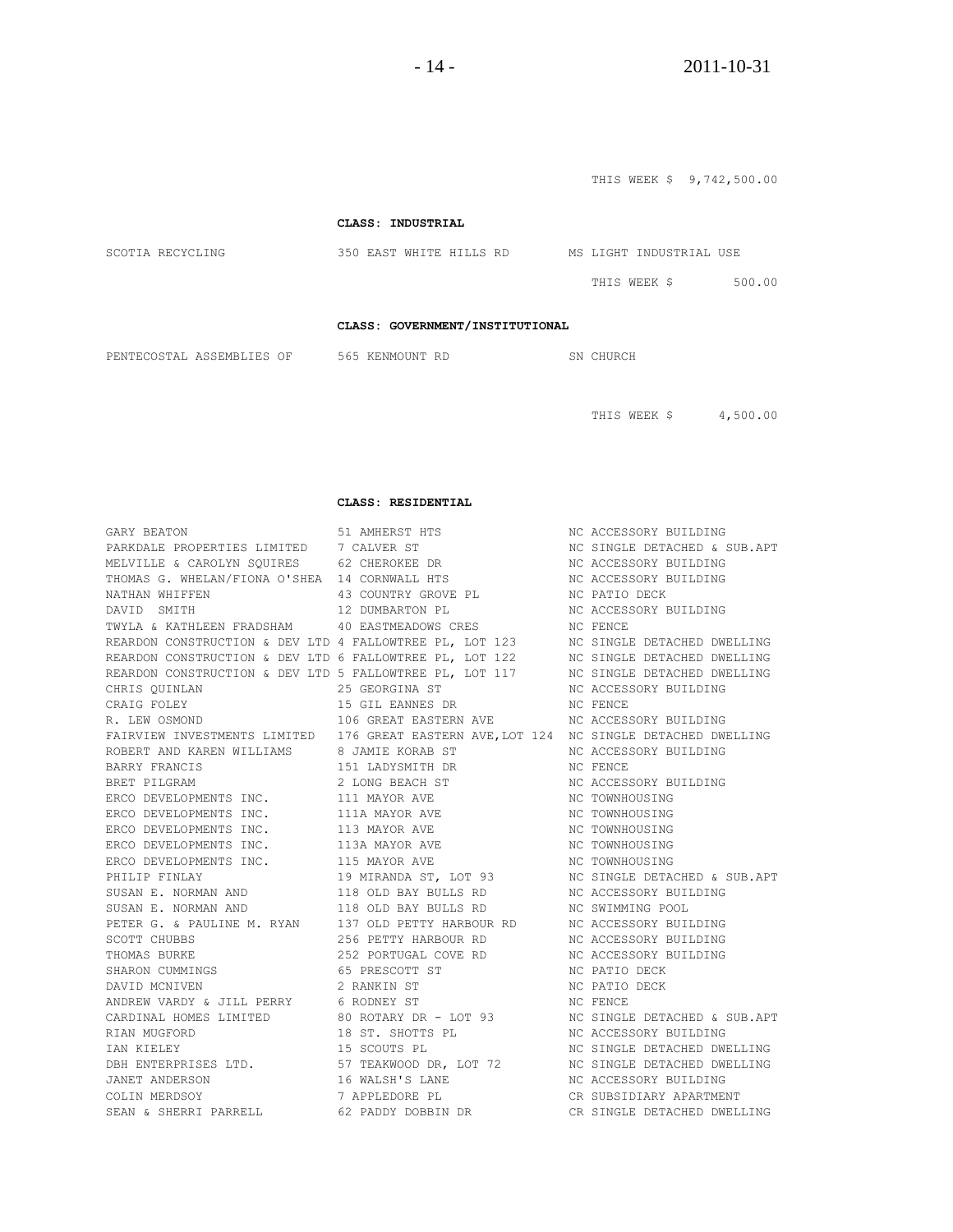THIS WEEK $ 9,742,500.00

**CLASS: INDUSTRIAL**

| | | |
|---|---|---|
| SCOTIA RECYCLING | 350 EAST WHITE HILLS RD | MS LIGHT INDUSTRIAL USE |

THIS WEEK $ 500.00

**CLASS: GOVERNMENT/INSTITUTIONAL**

| | | |
|---|---|---|
| PENTECOSTAL ASSEMBLIES OF | 565 KENMOUNT RD | SN CHURCH |

THIS WEEK $ 4,500.00

**CLASS: RESIDENTIAL**

| | | |
|---|---|---|
| GARY BEATON | 51 AMHERST HTS | NC ACCESSORY BUILDING |
| PARKDALE PROPERTIES LIMITED | 7 CALVER ST | NC SINGLE DETACHED & SUB.APT |
| MELVILLE & CAROLYN SQUIRES | 62 CHEROKEE DR | NC ACCESSORY BUILDING |
| THOMAS G. WHELAN/FIONA O'SHEA | 14 CORNWALL HTS | NC ACCESSORY BUILDING |
| NATHAN WHIFFEN | 43 COUNTRY GROVE PL | NC PATIO DECK |
| DAVID SMITH | 12 DUMBARTON PL | NC ACCESSORY BUILDING |
| TWYLA & KATHLEEN FRADSHAM | 40 EASTMEADOWS CRES | NC FENCE |
| REARDON CONSTRUCTION & DEV LTD | 4 FALLOWTREE PL, LOT 123 | NC SINGLE DETACHED DWELLING |
| REARDON CONSTRUCTION & DEV LTD | 6 FALLOWTREE PL, LOT 122 | NC SINGLE DETACHED DWELLING |
| REARDON CONSTRUCTION & DEV LTD | 5 FALLOWTREE PL, LOT 117 | NC SINGLE DETACHED DWELLING |
| CHRIS QUINLAN | 25 GEORGINA ST | NC ACCESSORY BUILDING |
| CRAIG FOLEY | 15 GIL EANNES DR | NC FENCE |
| R. LEW OSMOND | 106 GREAT EASTERN AVE | NC ACCESSORY BUILDING |
| FAIRVIEW INVESTMENTS LIMITED | 176 GREAT EASTERN AVE,LOT 124 | NC SINGLE DETACHED DWELLING |
| ROBERT AND KAREN WILLIAMS | 8 JAMIE KORAB ST | NC ACCESSORY BUILDING |
| BARRY FRANCIS | 151 LADYSMITH DR | NC FENCE |
| BRET PILGRAM | 2 LONG BEACH ST | NC ACCESSORY BUILDING |
| ERCO DEVELOPMENTS INC. | 111 MAYOR AVE | NC TOWNHOUSING |
| ERCO DEVELOPMENTS INC. | 111A MAYOR AVE | NC TOWNHOUSING |
| ERCO DEVELOPMENTS INC. | 113 MAYOR AVE | NC TOWNHOUSING |
| ERCO DEVELOPMENTS INC. | 113A MAYOR AVE | NC TOWNHOUSING |
| ERCO DEVELOPMENTS INC. | 115 MAYOR AVE | NC TOWNHOUSING |
| PHILIP FINLAY | 19 MIRANDA ST, LOT 93 | NC SINGLE DETACHED & SUB.APT |
| SUSAN E. NORMAN AND | 118 OLD BAY BULLS RD | NC ACCESSORY BUILDING |
| SUSAN E. NORMAN AND | 118 OLD BAY BULLS RD | NC SWIMMING POOL |
| PETER G. & PAULINE M. RYAN | 137 OLD PETTY HARBOUR RD | NC ACCESSORY BUILDING |
| SCOTT CHUBBS | 256 PETTY HARBOUR RD | NC ACCESSORY BUILDING |
| THOMAS BURKE | 252 PORTUGAL COVE RD | NC ACCESSORY BUILDING |
| SHARON CUMMINGS | 65 PRESCOTT ST | NC PATIO DECK |
| DAVID MCNIVEN | 2 RANKIN ST | NC PATIO DECK |
| ANDREW VARDY & JILL PERRY | 6 RODNEY ST | NC FENCE |
| CARDINAL HOMES LIMITED | 80 ROTARY DR - LOT 93 | NC SINGLE DETACHED & SUB.APT |
| RIAN MUGFORD | 18 ST. SHOTTS PL | NC ACCESSORY BUILDING |
| IAN KIELEY | 15 SCOUTS PL | NC SINGLE DETACHED DWELLING |
| DBH ENTERPRISES LTD. | 57 TEAKWOOD DR, LOT 72 | NC SINGLE DETACHED DWELLING |
| JANET ANDERSON | 16 WALSH'S LANE | NC ACCESSORY BUILDING |
| COLIN MERDSOY | 7 APPLEDORE PL | CR SUBSIDIARY APARTMENT |
| SEAN & SHERRI PARRELL | 62 PADDY DOBBIN DR | CR SINGLE DETACHED DWELLING |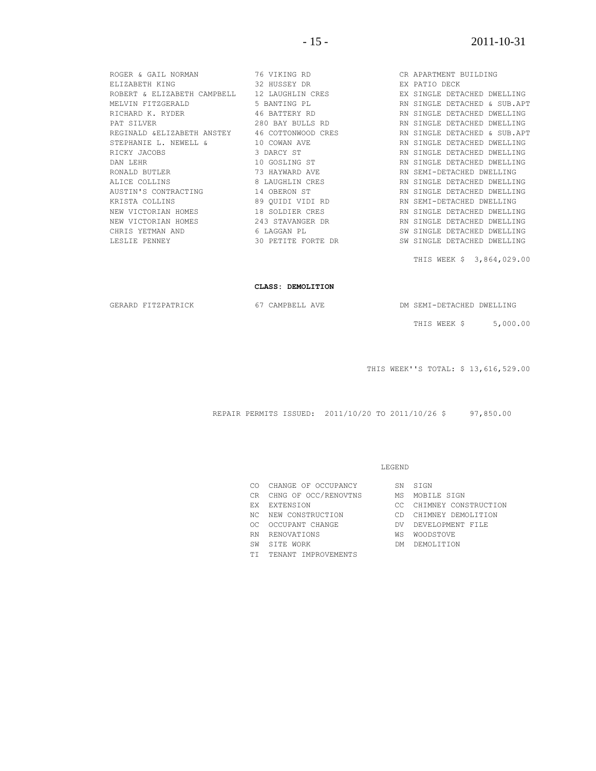| | | |
|---|---|---|
| ROGER & GAIL NORMAN | 76 VIKING RD | CR APARTMENT BUILDING |
| ELIZABETH KING | 32 HUSSEY DR | EX PATIO DECK |
| ROBERT & ELIZABETH CAMPBELL | 12 LAUGHLIN CRES | EX SINGLE DETACHED DWELLING |
| MELVIN FITZGERALD | 5 BANTING PL | RN SINGLE DETACHED & SUB.APT |
| RICHARD K. RYDER | 46 BATTERY RD | RN SINGLE DETACHED DWELLING |
| PAT SILVER | 280 BAY BULLS RD | RN SINGLE DETACHED DWELLING |
| REGINALD &ELIZABETH ANSTEY | 46 COTTONWOOD CRES | RN SINGLE DETACHED & SUB.APT |
| STEPHANIE L. NEWELL & | 10 COWAN AVE | RN SINGLE DETACHED DWELLING |
| RICKY JACOBS | 3 DARCY ST | RN SINGLE DETACHED DWELLING |
| DAN LEHR | 10 GOSLING ST | RN SINGLE DETACHED DWELLING |
| RONALD BUTLER | 73 HAYWARD AVE | RN SEMI-DETACHED DWELLING |
| ALICE COLLINS | 8 LAUGHLIN CRES | RN SINGLE DETACHED DWELLING |
| AUSTIN'S CONTRACTING | 14 OBERON ST | RN SINGLE DETACHED DWELLING |
| KRISTA COLLINS | 89 QUIDI VIDI RD | RN SEMI-DETACHED DWELLING |
| NEW VICTORIAN HOMES | 18 SOLDIER CRES | RN SINGLE DETACHED DWELLING |
| NEW VICTORIAN HOMES | 243 STAVANGER DR | RN SINGLE DETACHED DWELLING |
| CHRIS YETMAN AND | 6 LAGGAN PL | SW SINGLE DETACHED DWELLING |
| LESLIE PENNEY | 30 PETITE FORTE DR | SW SINGLE DETACHED DWELLING |

THIS WEEK $ 3,864,029.00

**CLASS: DEMOLITION**

| | | |
|---|---|---|
| GERARD FITZPATRICK | 67 CAMPBELL AVE | DM SEMI-DETACHED DWELLING |

THIS WEEK $ 5,000.00

THIS WEEK''S TOTAL: $ 13,616,529.00

REPAIR PERMITS ISSUED: 2011/10/20 TO 2011/10/26 $ 97,850.00

LEGEND

| | | | |
|---|---|---|---|
| CO | CHANGE OF OCCUPANCY | SN | SIGN |
| CR | CHNG OF OCC/RENOVTNS | MS | MOBILE SIGN |
| EX | EXTENSION | CC | CHIMNEY CONSTRUCTION |
| NC | NEW CONSTRUCTION | CD | CHIMNEY DEMOLITION |
| OC | OCCUPANT CHANGE | DV | DEVELOPMENT FILE |
| RN | RENOVATIONS | WS | WOODSTOVE |
| SW | SITE WORK | DM | DEMOLITION |
| TI | TENANT IMPROVEMENTS | | |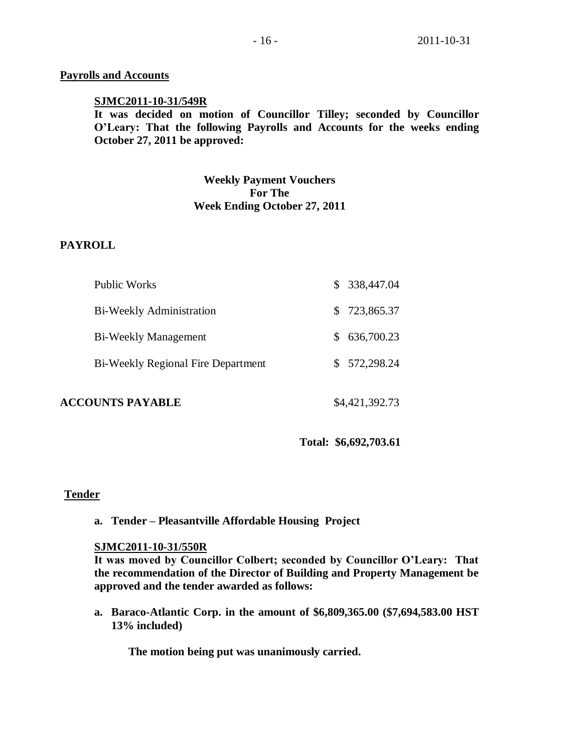## Payrolls and Accounts

**SJMC2011-10-31/549R**
**It was decided on motion of Councillor Tilley; seconded by Councillor O'Leary: That the following Payrolls and Accounts for the weeks ending October 27, 2011 be approved:**

**Weekly Payment Vouchers**
**For The**
**Week Ending October 27, 2011**

**PAYROLL**

| | |
|---|---|
| Public Works | $ 338,447.04 |
| Bi-Weekly Administration | $ 723,865.37 |
| Bi-Weekly Management | $ 636,700.23 |
| Bi-Weekly Regional Fire Department | $ 572,298.24 |
| **ACCOUNTS PAYABLE** | $4,421,392.73 |
| **Total:** | **$6,692,703.61** |

## Tender

**a. Tender – Pleasantville Affordable Housing Project**

**SJMC2011-10-31/550R**
**It was moved by Councillor Colbert; seconded by Councillor O'Leary: That the recommendation of the Director of Building and Property Management be approved and the tender awarded as follows:**

**a. Baraco-Atlantic Corp. in the amount of $6,809,365.00 ($7,694,583.00 HST 13% included)**

**The motion being put was unanimously carried.**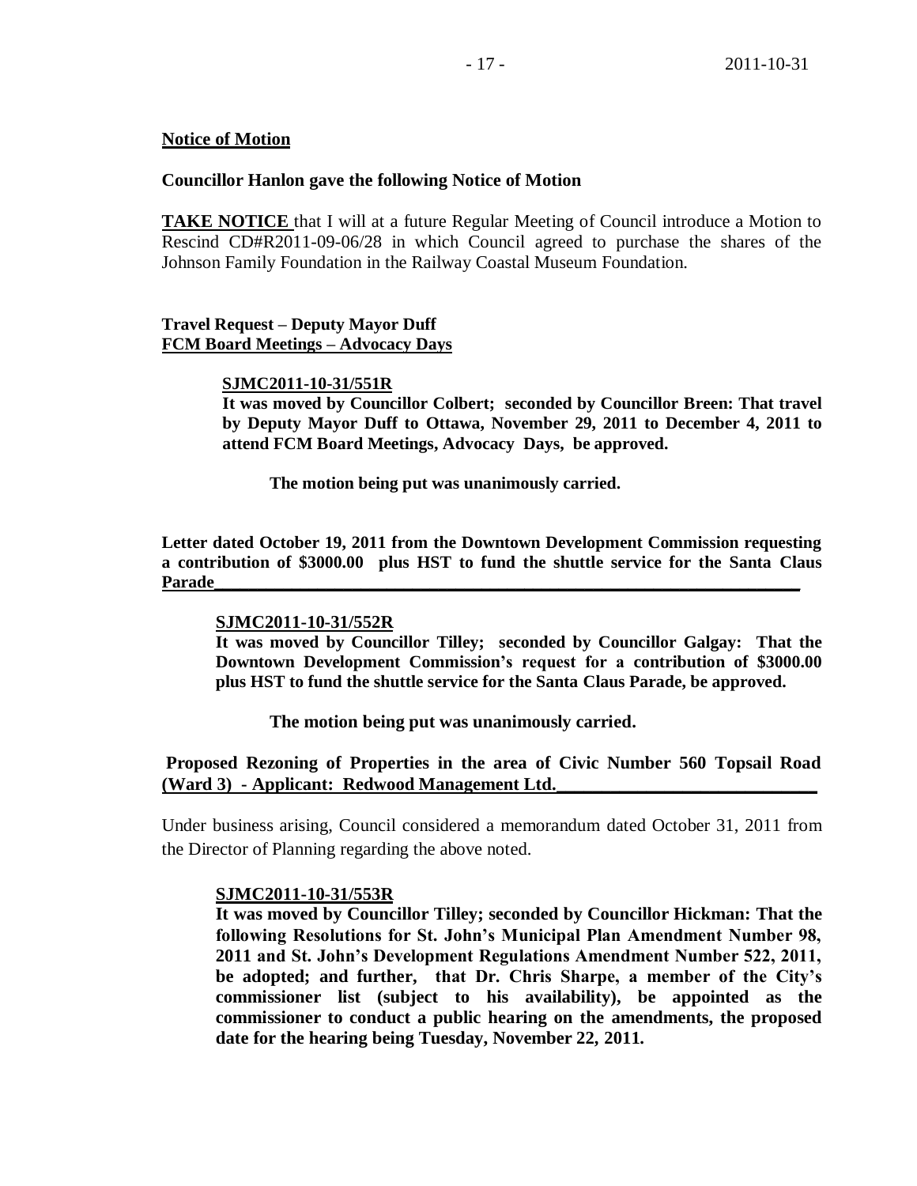**Notice of Motion**

**Councillor Hanlon gave the following Notice of Motion**

**TAKE NOTICE** that I will at a future Regular Meeting of Council introduce a Motion to Rescind CD#R2011-09-06/28 in which Council agreed to purchase the shares of the Johnson Family Foundation in the Railway Coastal Museum Foundation.

**Travel Request – Deputy Mayor Duff**
**FCM Board Meetings – Advocacy Days**

> **SJMC2011-10-31/551R**
> **It was moved by Councillor Colbert; seconded by Councillor Breen: That travel by Deputy Mayor Duff to Ottawa, November 29, 2011 to December 4, 2011 to attend FCM Board Meetings, Advocacy Days, be approved.**
>
> **The motion being put was unanimously carried.**

**Letter dated October 19, 2011 from the Downtown Development Commission requesting a contribution of $3000.00 plus HST to fund the shuttle service for the Santa Claus Parade**

> **SJMC2011-10-31/552R**
> **It was moved by Councillor Tilley; seconded by Councillor Galgay: That the Downtown Development Commission's request for a contribution of $3000.00 plus HST to fund the shuttle service for the Santa Claus Parade, be approved.**
>
> **The motion being put was unanimously carried.**

**Proposed Rezoning of Properties in the area of Civic Number 560 Topsail Road (Ward 3) - Applicant: Redwood Management Ltd.**

Under business arising, Council considered a memorandum dated October 31, 2011 from the Director of Planning regarding the above noted.

> **SJMC2011-10-31/553R**
> **It was moved by Councillor Tilley; seconded by Councillor Hickman: That the following Resolutions for St. John's Municipal Plan Amendment Number 98, 2011 and St. John's Development Regulations Amendment Number 522, 2011, be adopted; and further, that Dr. Chris Sharpe, a member of the City's commissioner list (subject to his availability), be appointed as the commissioner to conduct a public hearing on the amendments, the proposed date for the hearing being Tuesday, November 22, 2011.**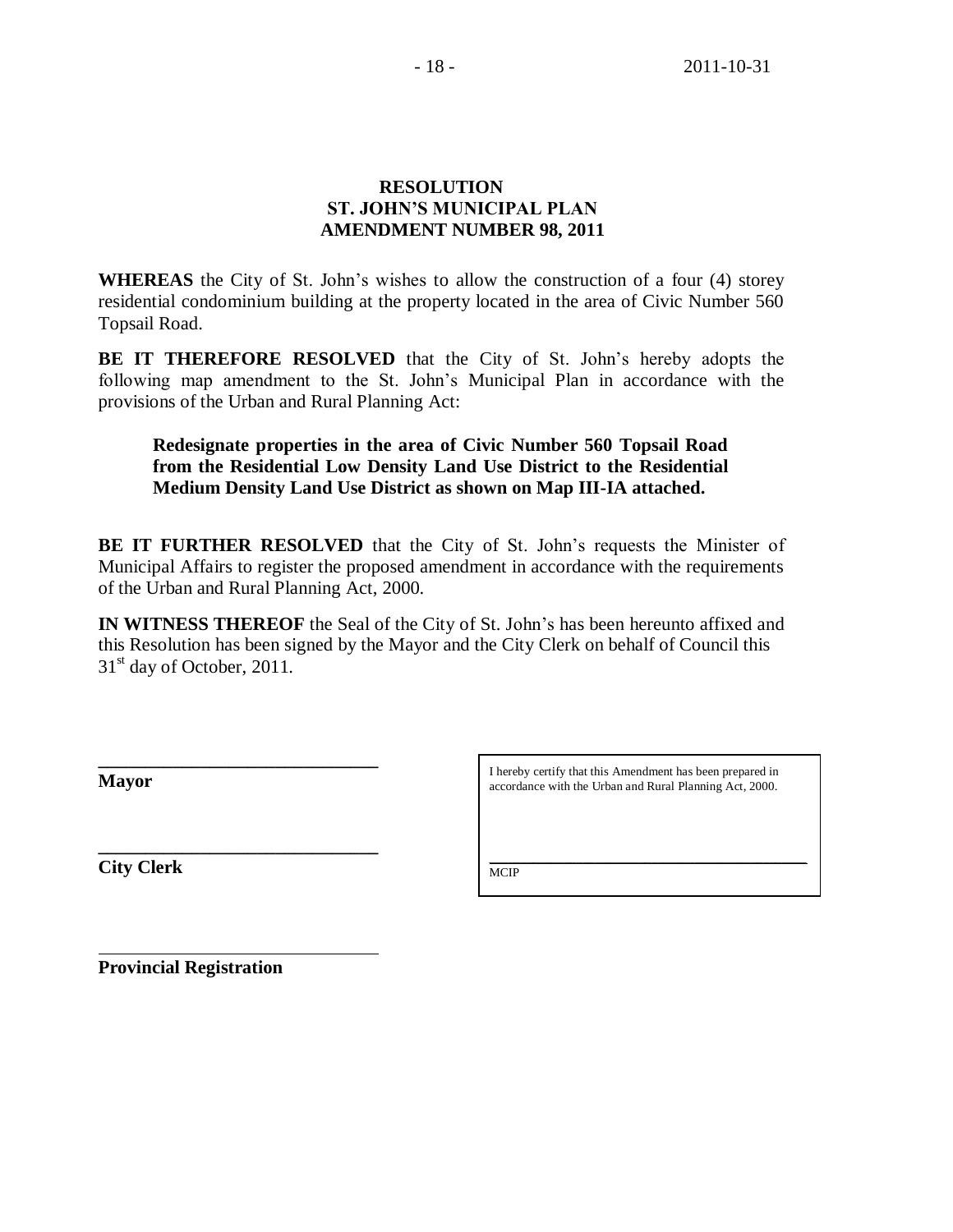# RESOLUTION
# ST. JOHN'S MUNICIPAL PLAN
# AMENDMENT NUMBER 98, 2011

**WHEREAS** the City of St. John's wishes to allow the construction of a four (4) storey residential condominium building at the property located in the area of Civic Number 560 Topsail Road.

**BE IT THEREFORE RESOLVED** that the City of St. John's hereby adopts the following map amendment to the St. John's Municipal Plan in accordance with the provisions of the Urban and Rural Planning Act:

> **Redesignate properties in the area of Civic Number 560 Topsail Road from the Residential Low Density Land Use District to the Residential Medium Density Land Use District as shown on Map III-IA attached.**

**BE IT FURTHER RESOLVED** that the City of St. John's requests the Minister of Municipal Affairs to register the proposed amendment in accordance with the requirements of the Urban and Rural Planning Act, 2000.

**IN WITNESS THEREOF** the Seal of the City of St. John's has been hereunto affixed and this Resolution has been signed by the Mayor and the City Clerk on behalf of Council this 31st day of October, 2011.

______________________________
**Mayor**

______________________________
**City Clerk**

I hereby certify that this Amendment has been prepared in accordance with the Urban and Rural Planning Act, 2000.

______________________________
MCIP

______________________________
**Provincial Registration**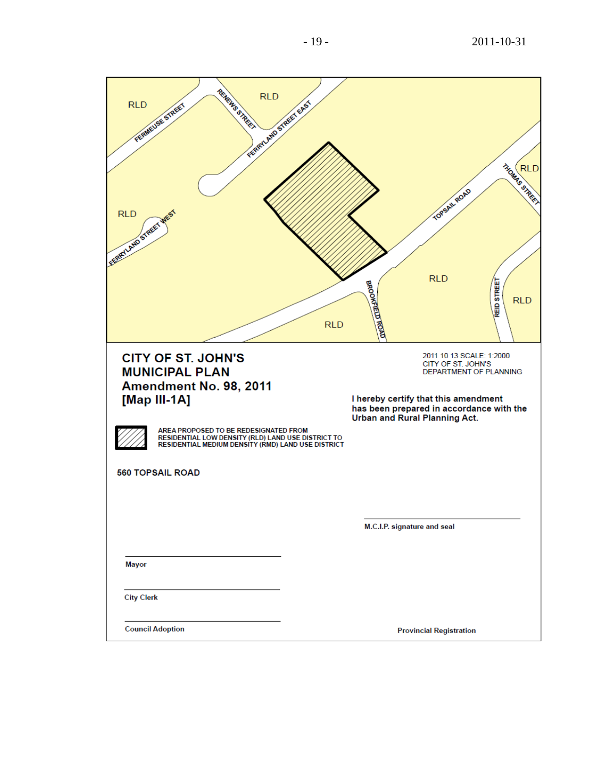RLD

FERMEUSE STREET

RENEWS STREET

RLD

FERRYLAND STREET EAST

RLD

THOMAS STREET

RLD

FERRYLAND STREET WEST

TOPSAIL ROAD

RLD

BROOKFIELD ROAD

REID STREET

RLD

RLD

**CITY OF ST. JOHN'S**
**MUNICIPAL PLAN**
**Amendment No. 98, 2011**
**[Map III-1A]**

2011 10 13 SCALE: 1:2000
CITY OF ST. JOHN'S
DEPARTMENT OF PLANNING

**I hereby certify that this amendment has been prepared in accordance with the Urban and Rural Planning Act.**

AREA PROPOSED TO BE REDESIGNATED FROM RESIDENTIAL LOW DENSITY (RLD) LAND USE DISTRICT TO RESIDENTIAL MEDIUM DENSITY (RMD) LAND USE DISTRICT

**560 TOPSAIL ROAD**

M.C.I.P. signature and seal

Mayor

City Clerk

Council Adoption

Provincial Registration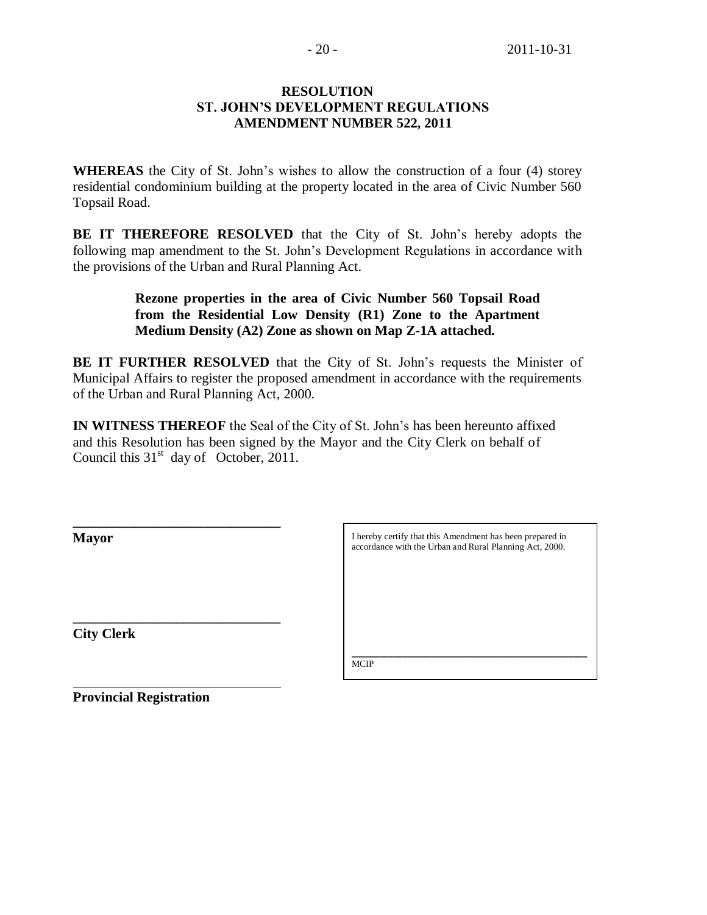**RESOLUTION**
**ST. JOHN'S DEVELOPMENT REGULATIONS**
**AMENDMENT NUMBER 522, 2011**

**WHEREAS** the City of St. John's wishes to allow the construction of a four (4) storey residential condominium building at the property located in the area of Civic Number 560 Topsail Road.

**BE IT THEREFORE RESOLVED** that the City of St. John's hereby adopts the following map amendment to the St. John's Development Regulations in accordance with the provisions of the Urban and Rural Planning Act.

> **Rezone properties in the area of Civic Number 560 Topsail Road from the Residential Low Density (R1) Zone to the Apartment Medium Density (A2) Zone as shown on Map Z-1A attached.**

**BE IT FURTHER RESOLVED** that the City of St. John's requests the Minister of Municipal Affairs to register the proposed amendment in accordance with the requirements of the Urban and Rural Planning Act, 2000.

**IN WITNESS THEREOF** the Seal of the City of St. John's has been hereunto affixed and this Resolution has been signed by the Mayor and the City Clerk on behalf of Council this 31st day of October, 2011.

______________________________
**Mayor**

______________________________
**City Clerk**

______________________________
**Provincial Registration**

I hereby certify that this Amendment has been prepared in accordance with the Urban and Rural Planning Act, 2000.

______________________________
MCIP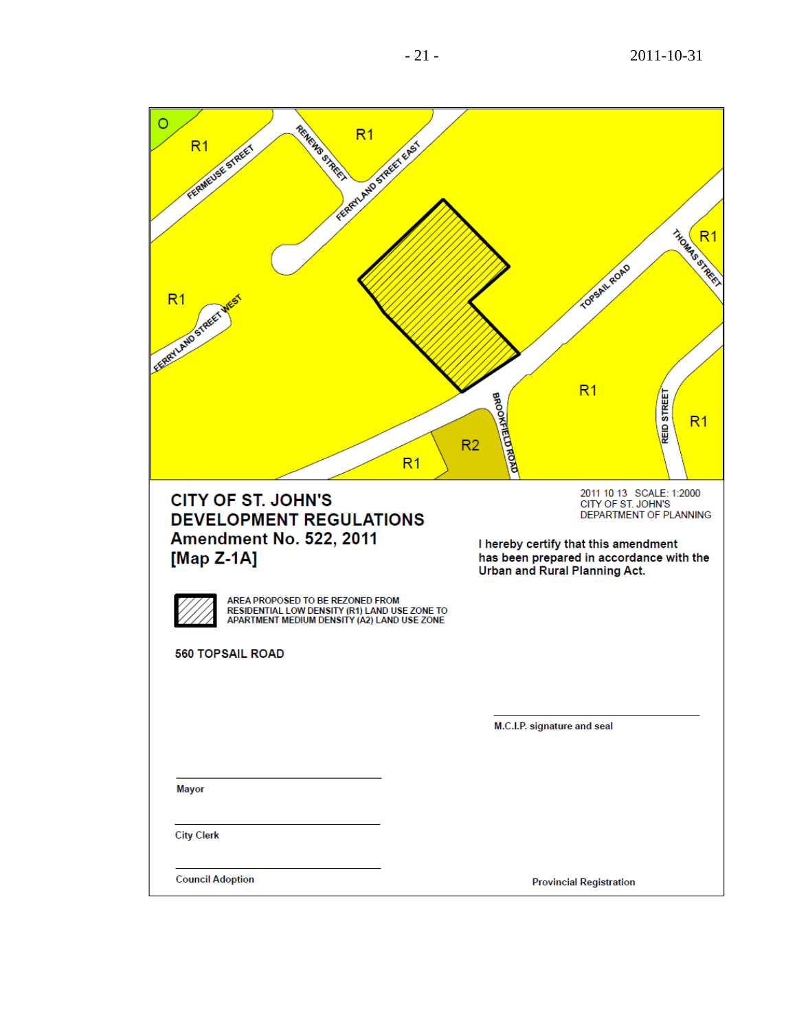O

R1

FERMEUSE STREET

RENEWS STREET

R1

FERRYLAND STREET EAST

R1

THOMAS STREET

R1

FERRYLAND STREET WEST

TOPSAIL ROAD

R1

BROOKFIELD ROAD

R2

R1

REID STREET

R1

**CITY OF ST. JOHN'S**
**DEVELOPMENT REGULATIONS**
**Amendment No. 522, 2011**
**[Map Z-1A]**

2011 10 13 SCALE: 1:2000
CITY OF ST. JOHN'S
DEPARTMENT OF PLANNING

**I hereby certify that this amendment has been prepared in accordance with the Urban and Rural Planning Act.**

AREA PROPOSED TO BE REZONED FROM RESIDENTIAL LOW DENSITY (R1) LAND USE ZONE TO APARTMENT MEDIUM DENSITY (A2) LAND USE ZONE

**560 TOPSAIL ROAD**

M.C.I.P. signature and seal

Mayor

City Clerk

Council Adoption

Provincial Registration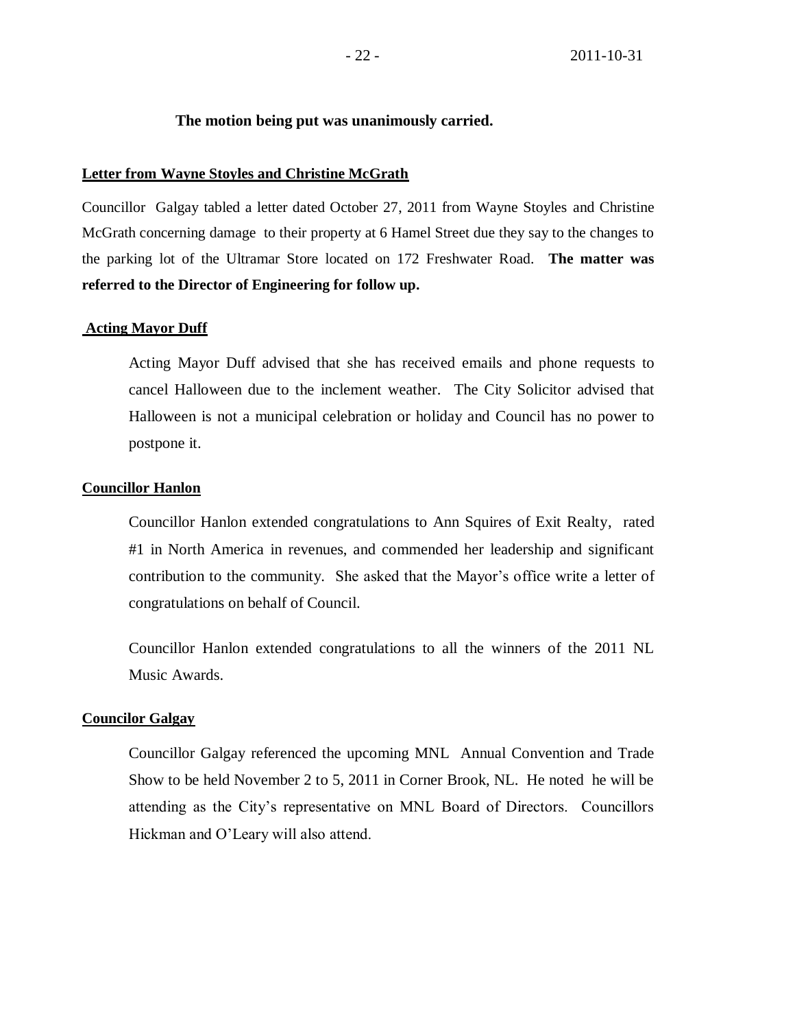**The motion being put was unanimously carried.**

**Letter from Wayne Stoyles and Christine McGrath**

Councillor Galgay tabled a letter dated October 27, 2011 from Wayne Stoyles and Christine McGrath concerning damage to their property at 6 Hamel Street due they say to the changes to the parking lot of the Ultramar Store located on 172 Freshwater Road. **The matter was referred to the Director of Engineering for follow up.**

**Acting Mayor Duff**

Acting Mayor Duff advised that she has received emails and phone requests to cancel Halloween due to the inclement weather. The City Solicitor advised that Halloween is not a municipal celebration or holiday and Council has no power to postpone it.

**Councillor Hanlon**

Councillor Hanlon extended congratulations to Ann Squires of Exit Realty, rated #1 in North America in revenues, and commended her leadership and significant contribution to the community. She asked that the Mayor's office write a letter of congratulations on behalf of Council.

Councillor Hanlon extended congratulations to all the winners of the 2011 NL Music Awards.

**Councilor Galgay**

Councillor Galgay referenced the upcoming MNL Annual Convention and Trade Show to be held November 2 to 5, 2011 in Corner Brook, NL. He noted he will be attending as the City's representative on MNL Board of Directors. Councillors Hickman and O'Leary will also attend.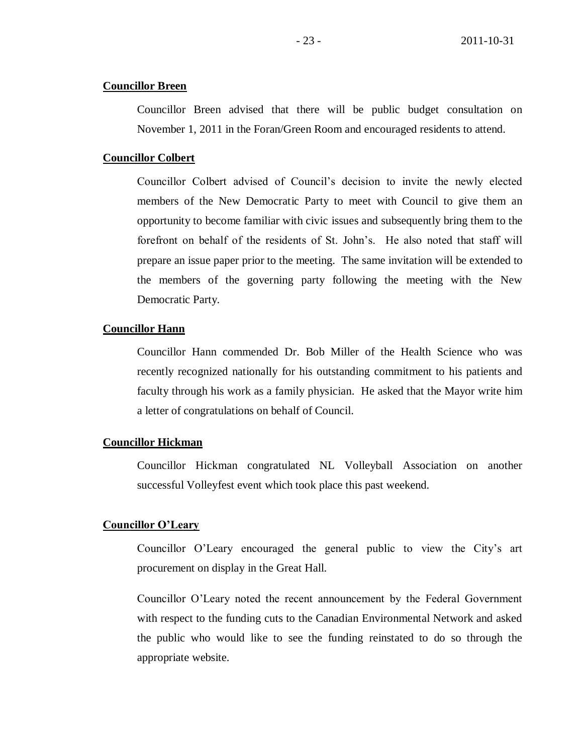**Councillor Breen**

Councillor Breen advised that there will be public budget consultation on November 1, 2011 in the Foran/Green Room and encouraged residents to attend.

**Councillor Colbert**

Councillor Colbert advised of Council's decision to invite the newly elected members of the New Democratic Party to meet with Council to give them an opportunity to become familiar with civic issues and subsequently bring them to the forefront on behalf of the residents of St. John's. He also noted that staff will prepare an issue paper prior to the meeting. The same invitation will be extended to the members of the governing party following the meeting with the New Democratic Party.

**Councillor Hann**

Councillor Hann commended Dr. Bob Miller of the Health Science who was recently recognized nationally for his outstanding commitment to his patients and faculty through his work as a family physician. He asked that the Mayor write him a letter of congratulations on behalf of Council.

**Councillor Hickman**

Councillor Hickman congratulated NL Volleyball Association on another successful Volleyfest event which took place this past weekend.

**Councillor O'Leary**

Councillor O'Leary encouraged the general public to view the City's art procurement on display in the Great Hall.

Councillor O'Leary noted the recent announcement by the Federal Government with respect to the funding cuts to the Canadian Environmental Network and asked the public who would like to see the funding reinstated to do so through the appropriate website.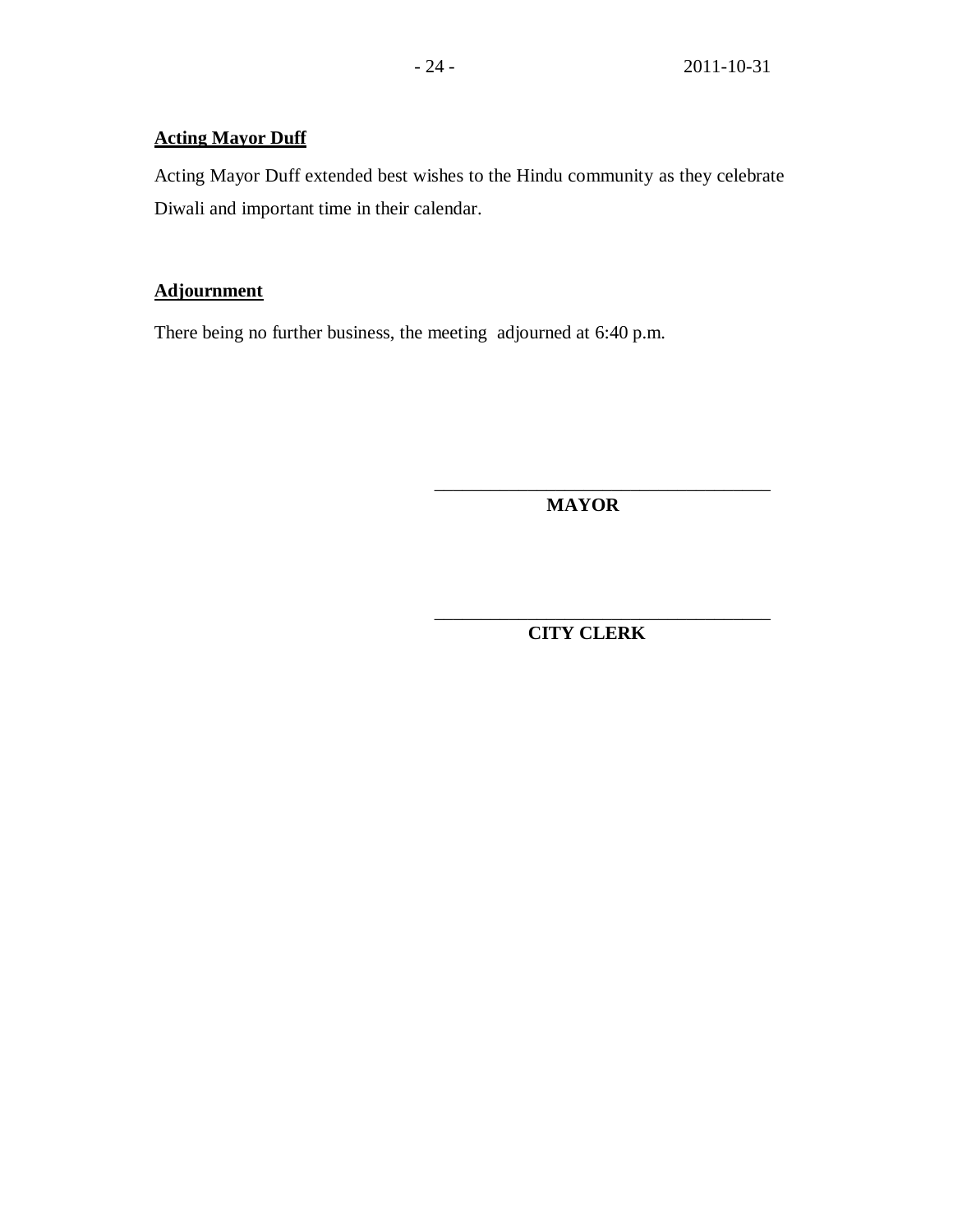**Acting Mayor Duff**

Acting Mayor Duff extended best wishes to the Hindu community as they celebrate Diwali and important time in their calendar.

**Adjournment**

There being no further business, the meeting adjourned at 6:40 p.m.

\_\_\_\_\_\_\_\_\_\_\_\_\_\_\_\_\_\_\_\_\_\_\_\_\_\_\_\_\_\_\_\_\_\_\_\_

**MAYOR**

\_\_\_\_\_\_\_\_\_\_\_\_\_\_\_\_\_\_\_\_\_\_\_\_\_\_\_\_\_\_\_\_\_\_\_\_

**CITY CLERK**